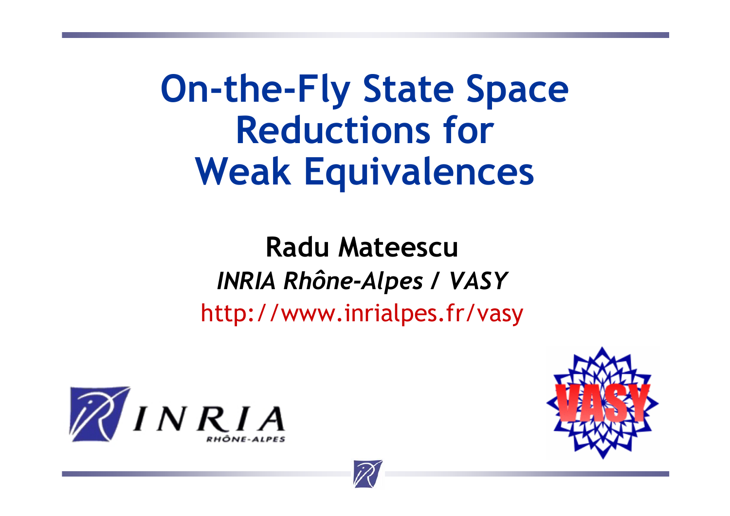# On-the-Fly State Space Reductions for Weak Equivalences

**Radu Mateescu**

*INRIA Rhône-Alpes / VASY*

http://www.inrialpes.fr/vasy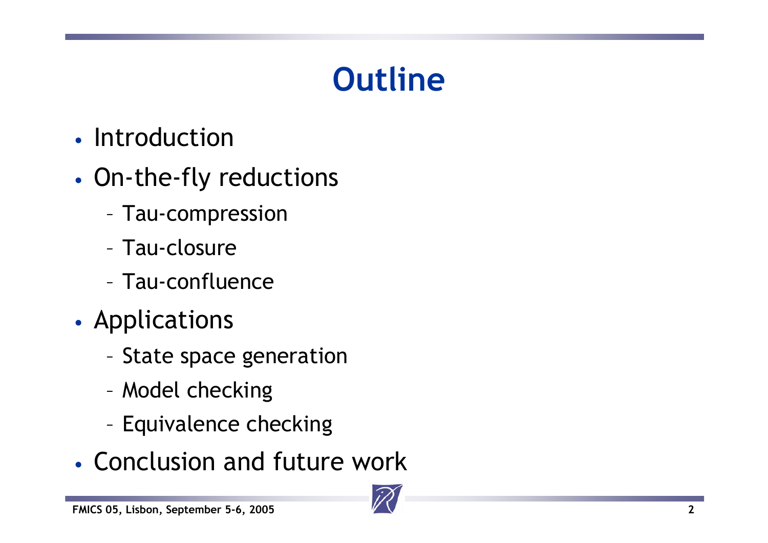# Outline

- Introduction
- On-the-fly reductions
  - Tau-compression
  - Tau-closure
  - Tau-confluence
- Applications
  - State space generation
  - Model checking
  - Equivalence checking
- Conclusion and future work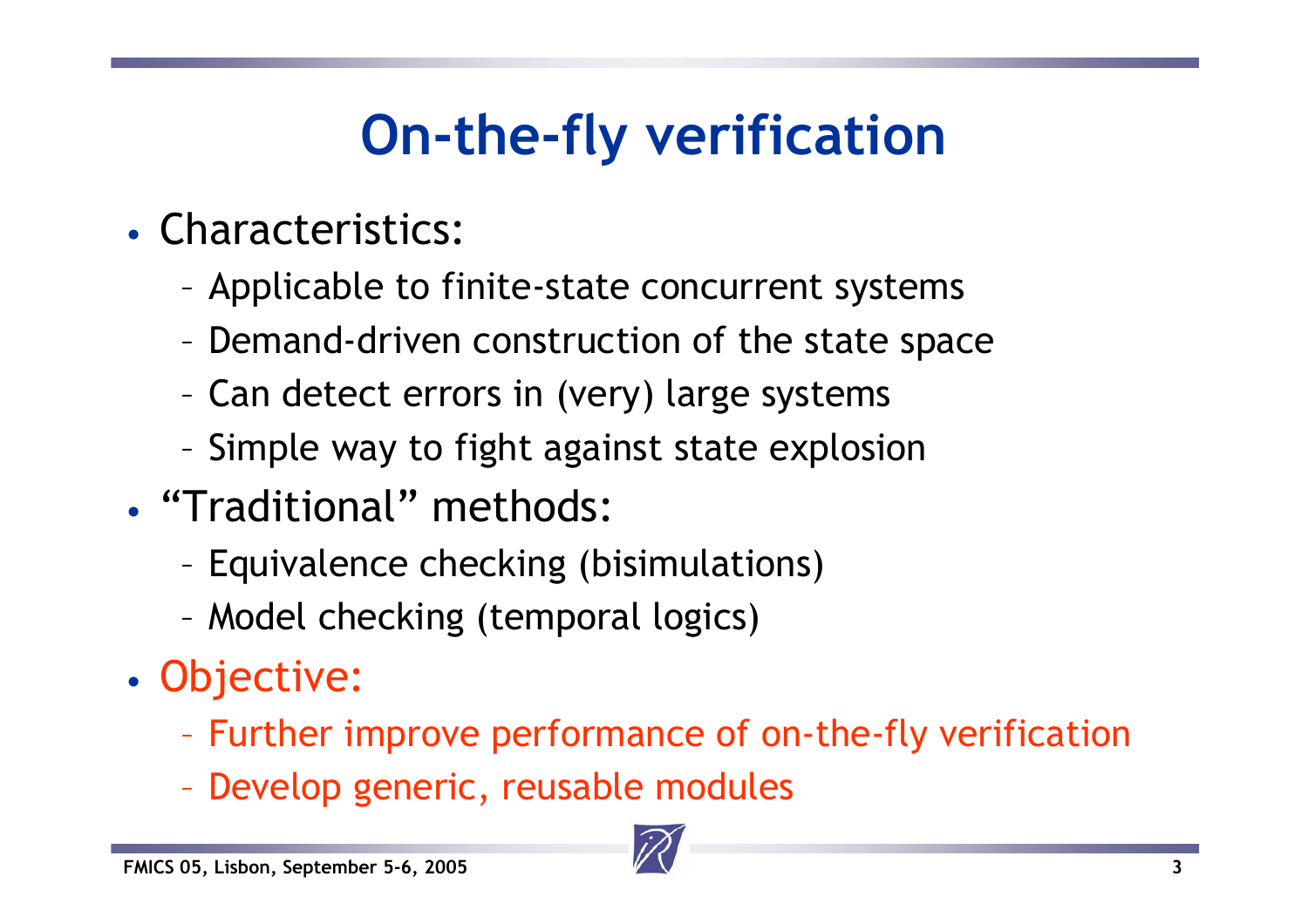# On-the-fly verification

- Characteristics:
  - Applicable to finite-state concurrent systems
  - Demand-driven construction of the state space
  - Can detect errors in (very) large systems
  - Simple way to fight against state explosion
- "Traditional" methods:
  - Equivalence checking (bisimulations)
  - Model checking (temporal logics)
- Objective:
  - Further improve performance of on-the-fly verification
  - Develop generic, reusable modules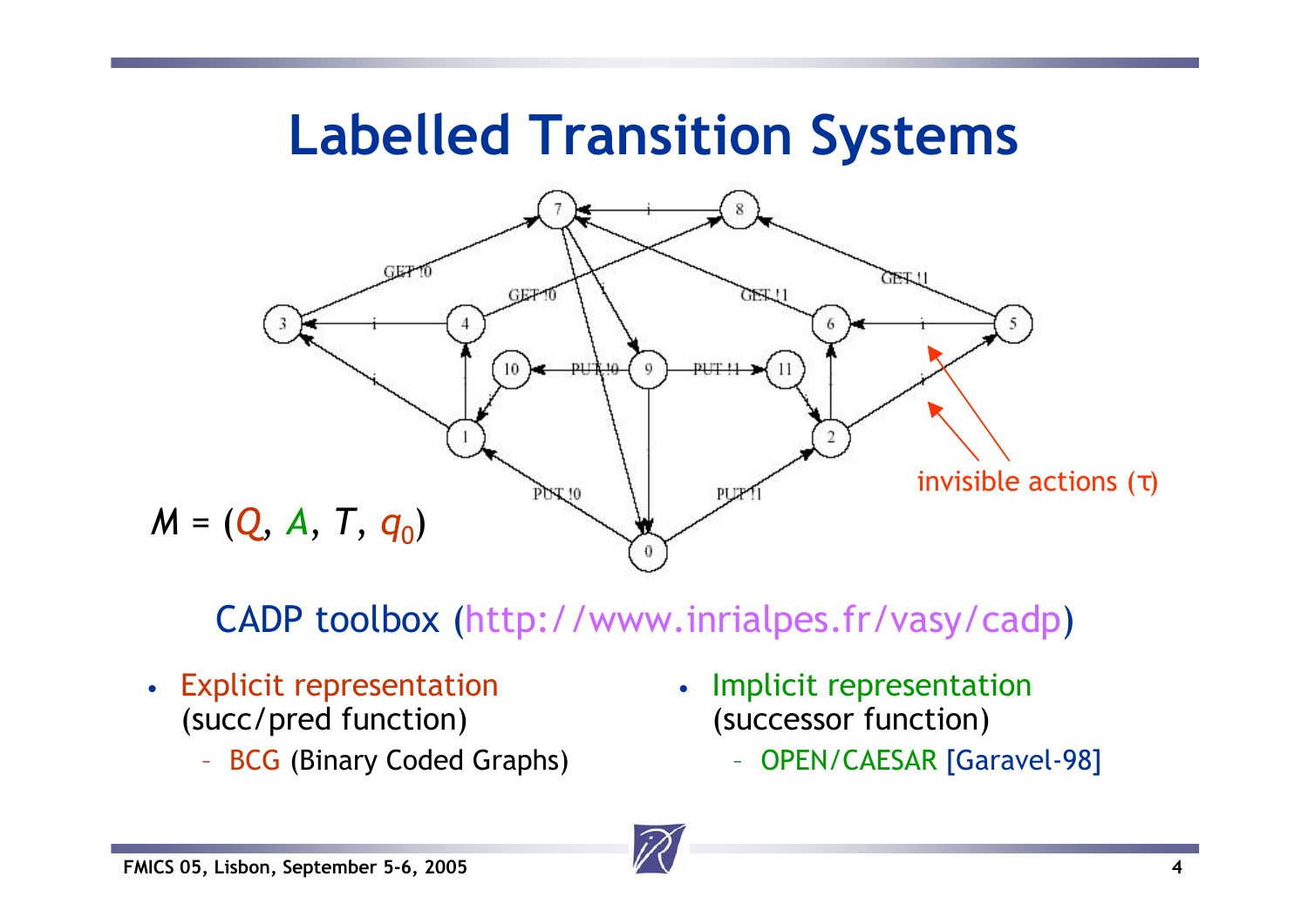# Labelled Transition Systems

invisible actions (τ)

$M = (Q, A, T, q_0)$

CADP toolbox (http://www.inrialpes.fr/vasy/cadp)

- Explicit representation (succ/pred function)
  - BCG (Binary Coded Graphs)
- Implicit representation (successor function)
  - OPEN/CAESAR [Garavel-98]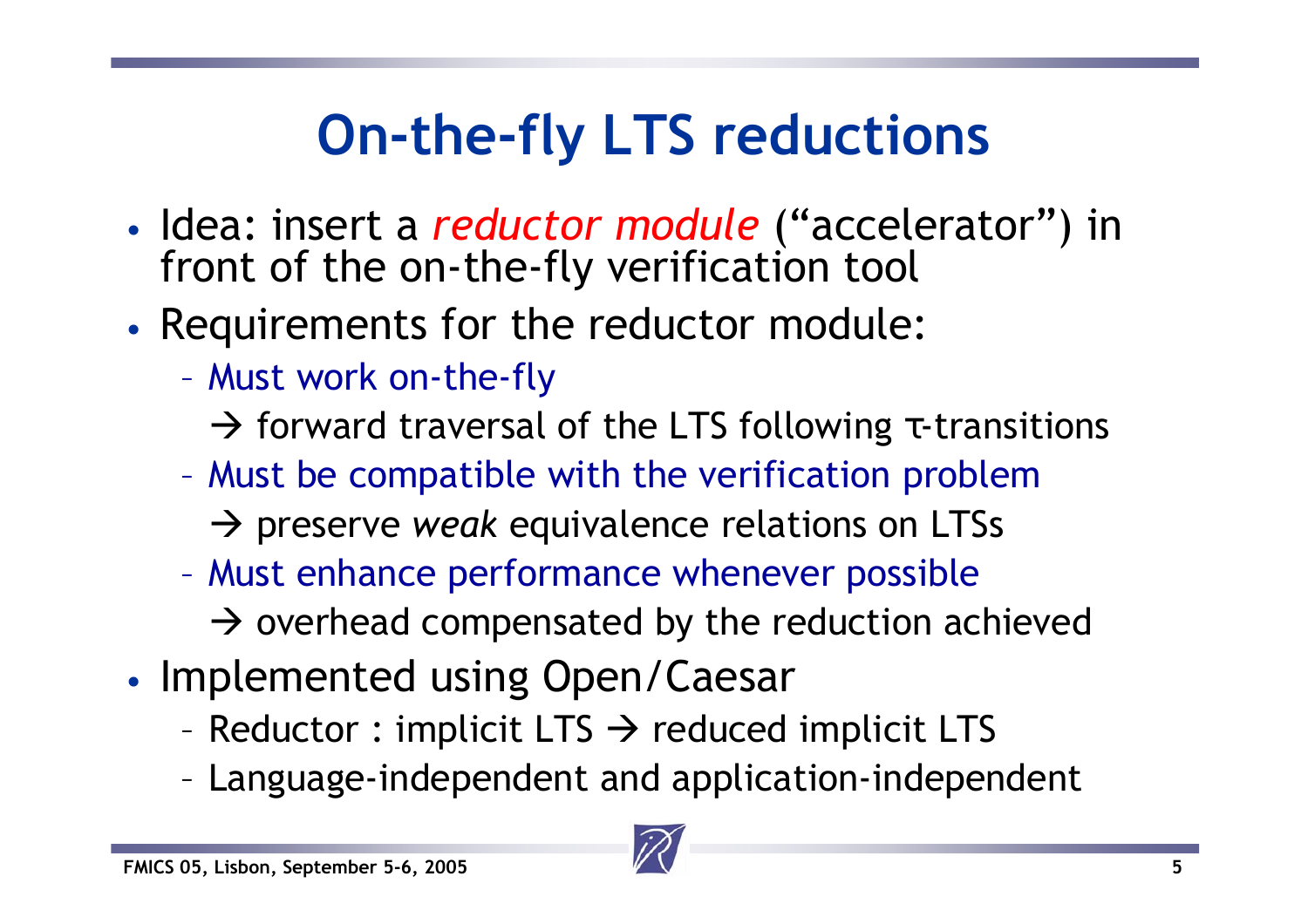# On-the-fly LTS reductions

- Idea: insert a *reductor module* ("accelerator") in front of the on-the-fly verification tool
- Requirements for the reductor module:
  - Must work on-the-fly
    - → forward traversal of the LTS following τ-transitions
  - Must be compatible with the verification problem
    - → preserve *weak* equivalence relations on LTSs
  - Must enhance performance whenever possible
    - → overhead compensated by the reduction achieved
- Implemented using Open/Caesar
  - Reductor : implicit LTS → reduced implicit LTS
  - Language-independent and application-independent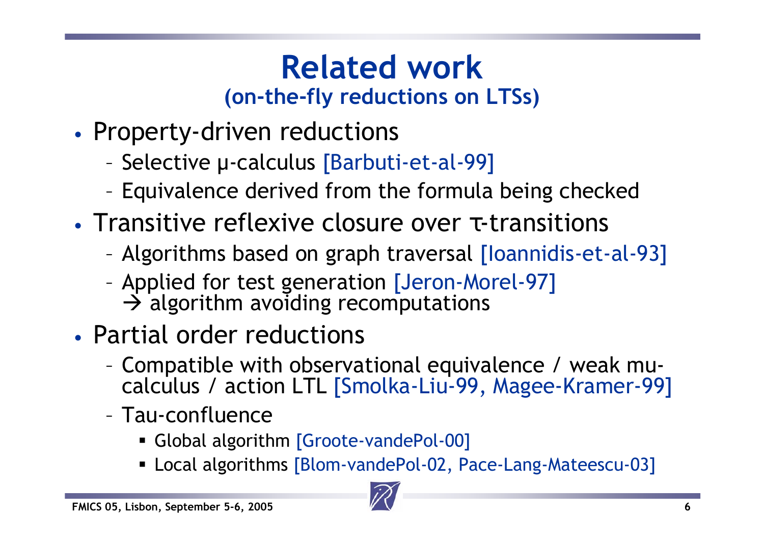# Related work

## (on-the-fly reductions on LTSs)

- Property-driven reductions
  - Selective μ-calculus [Barbuti-et-al-99]
  - Equivalence derived from the formula being checked
- Transitive reflexive closure over τ-transitions
  - Algorithms based on graph traversal [Ioannidis-et-al-93]
  - Applied for test generation [Jeron-Morel-97]
    → algorithm avoiding recomputations
- Partial order reductions
  - Compatible with observational equivalence / weak mu-calculus / action LTL [Smolka-Liu-99, Magee-Kramer-99]
  - Tau-confluence
    - Global algorithm [Groote-vandePol-00]
    - Local algorithms [Blom-vandePol-02, Pace-Lang-Mateescu-03]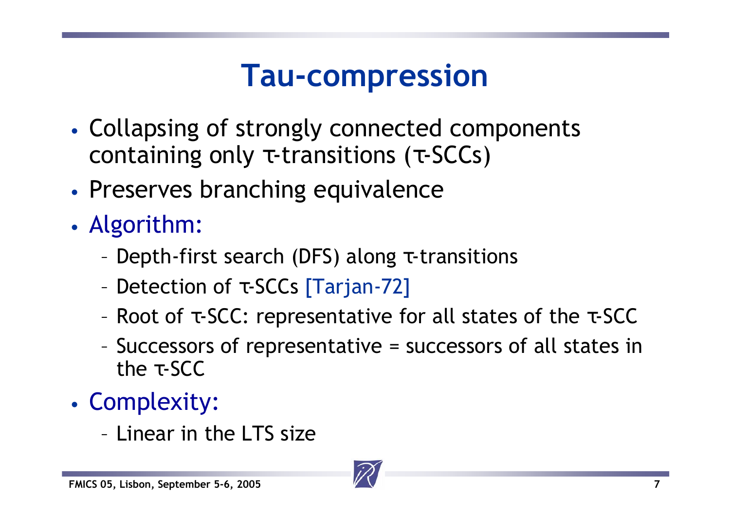# Tau-compression

- Collapsing of strongly connected components containing only τ-transitions (τ-SCCs)
- Preserves branching equivalence
- Algorithm:
  - Depth-first search (DFS) along τ-transitions
  - Detection of τ-SCCs [Tarjan-72]
  - Root of τ-SCC: representative for all states of the τ-SCC
  - Successors of representative = successors of all states in the τ-SCC
- Complexity:
  - Linear in the LTS size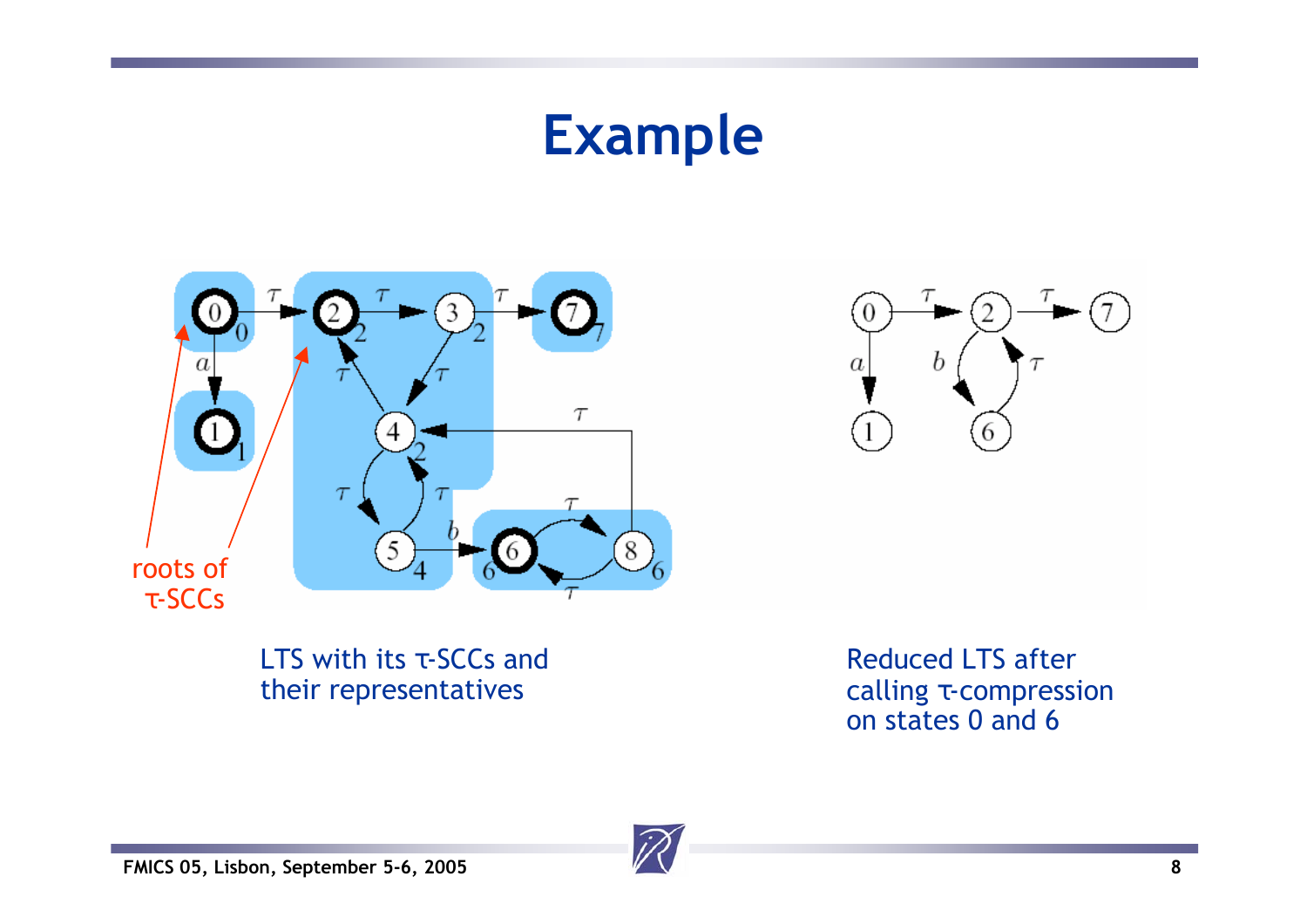# Example

roots of τ-SCCs

LTS with its τ-SCCs and their representatives

Reduced LTS after calling τ-compression on states 0 and 6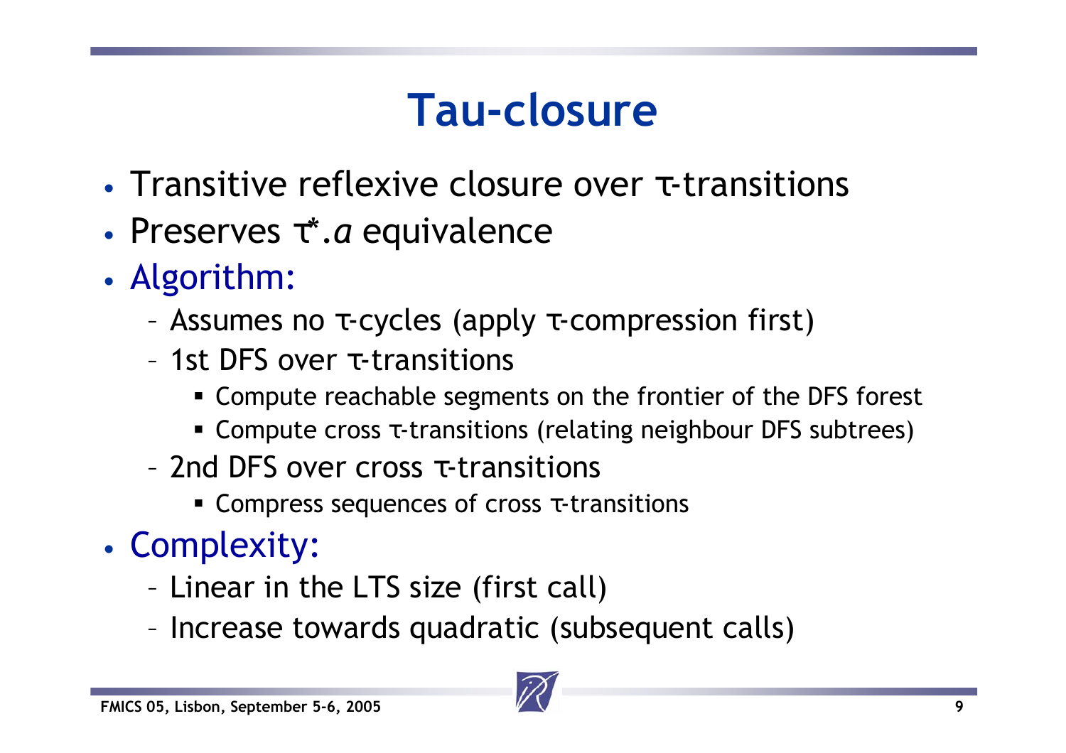# Tau-closure

- Transitive reflexive closure over $\tau$-transitions
- Preserves $\tau^*.a$ equivalence
- Algorithm:
  - Assumes no $\tau$-cycles (apply $\tau$-compression first)
  - 1st DFS over $\tau$-transitions
    - Compute reachable segments on the frontier of the DFS forest
    - Compute cross $\tau$-transitions (relating neighbour DFS subtrees)
  - 2nd DFS over cross $\tau$-transitions
    - Compress sequences of cross $\tau$-transitions
- Complexity:
  - Linear in the LTS size (first call)
  - Increase towards quadratic (subsequent calls)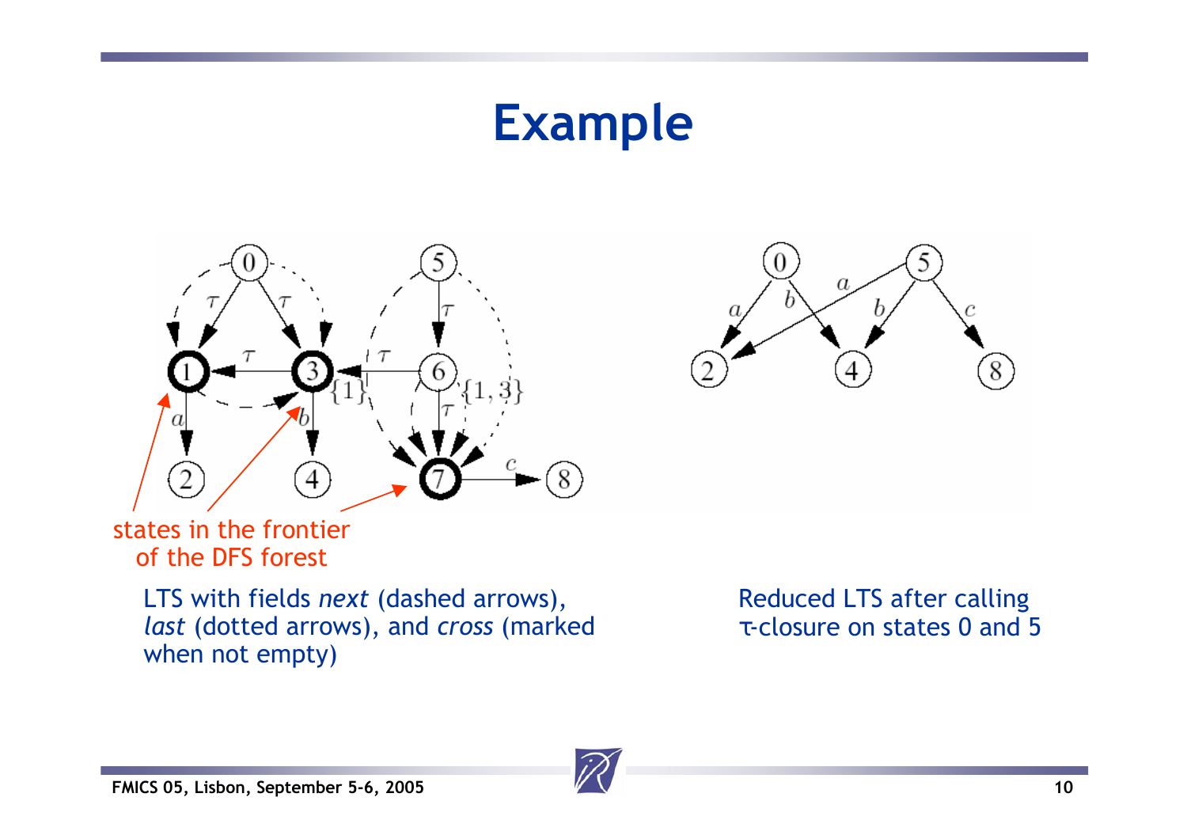# Example

states in the frontier of the DFS forest

LTS with fields *next* (dashed arrows), *last* (dotted arrows), and *cross* (marked when not empty)

Reduced LTS after calling $\tau$-closure on states 0 and 5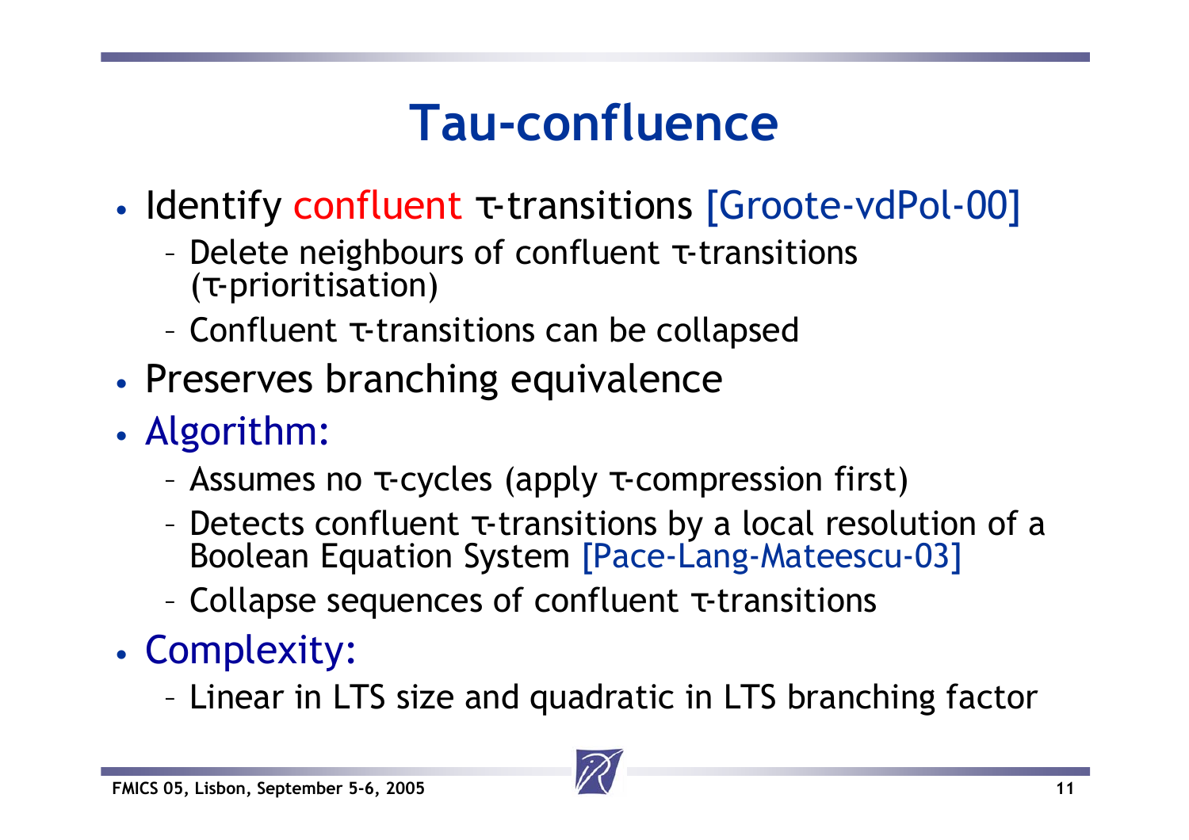# Tau-confluence

- Identify confluent $\tau$-transitions [Groote-vdPol-00]
  - Delete neighbours of confluent $\tau$-transitions ($\tau$-prioritisation)
  - Confluent $\tau$-transitions can be collapsed
- Preserves branching equivalence
- Algorithm:
  - Assumes no $\tau$-cycles (apply $\tau$-compression first)
  - Detects confluent $\tau$-transitions by a local resolution of a Boolean Equation System [Pace-Lang-Mateescu-03]
  - Collapse sequences of confluent $\tau$-transitions
- Complexity:
  - Linear in LTS size and quadratic in LTS branching factor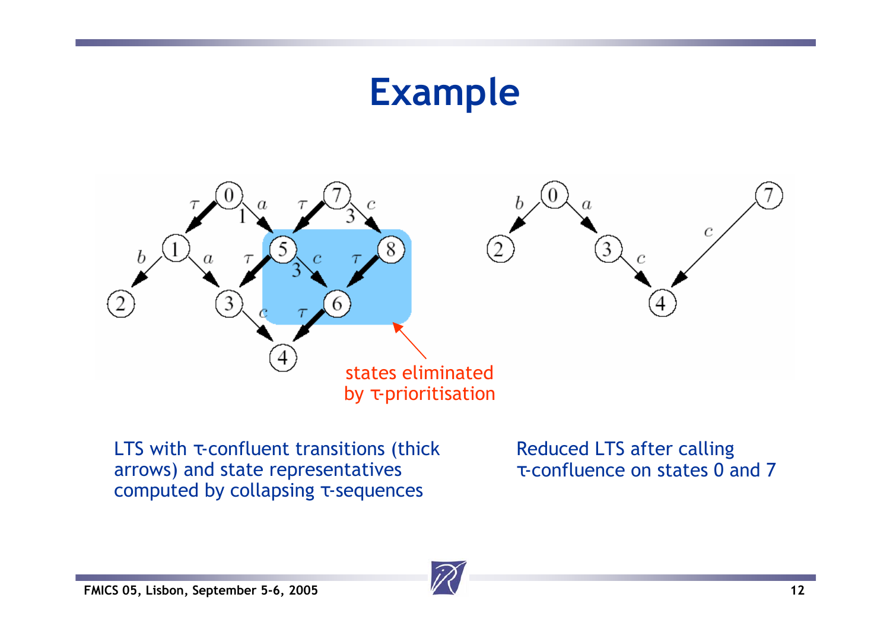# Example

states eliminated by τ-prioritisation

LTS with τ-confluent transitions (thick arrows) and state representatives computed by collapsing τ-sequences

Reduced LTS after calling τ-confluence on states 0 and 7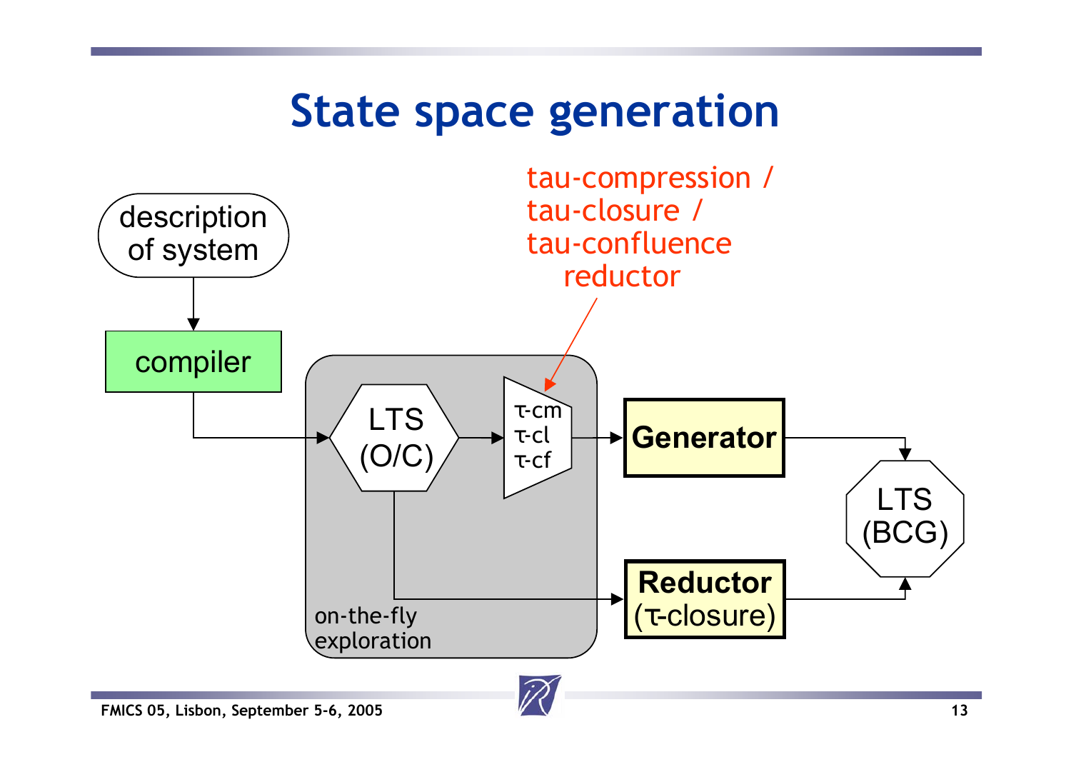# State space generation

description of system

compiler

LTS (O/C)

τ-cm
τ-cl
τ-cf

tau-compression / tau-closure / tau-confluence reductor

on-the-fly exploration

**Generator**

**Reductor** (τ-closure)

LTS (BCG)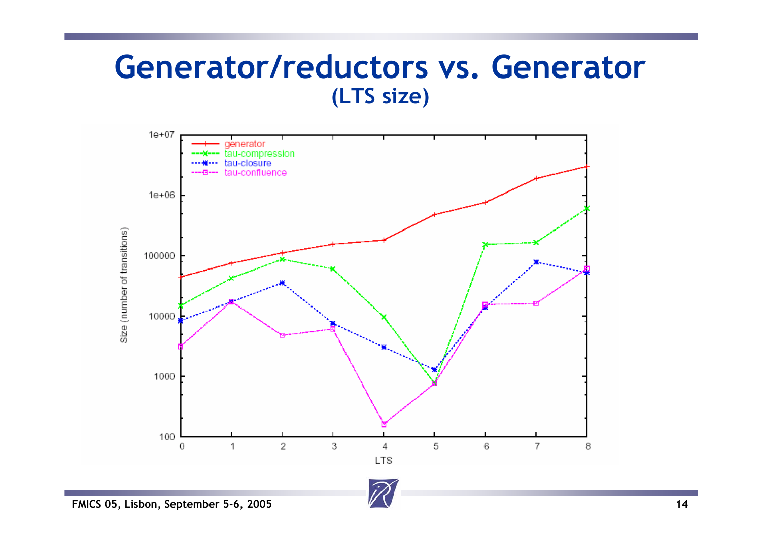# Generator/reductors vs. Generator

## (LTS size)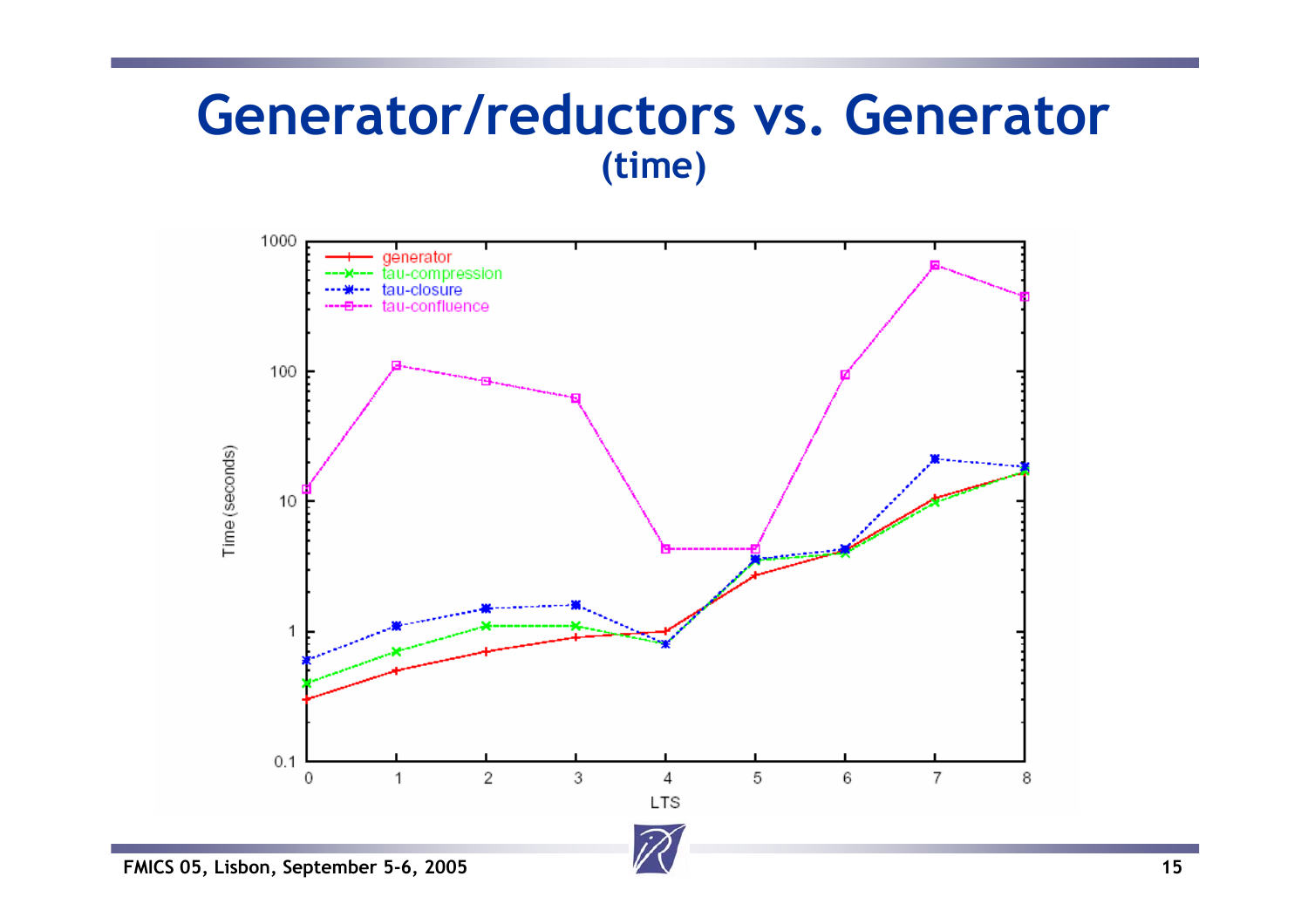# Generator/reductors vs. Generator
## (time)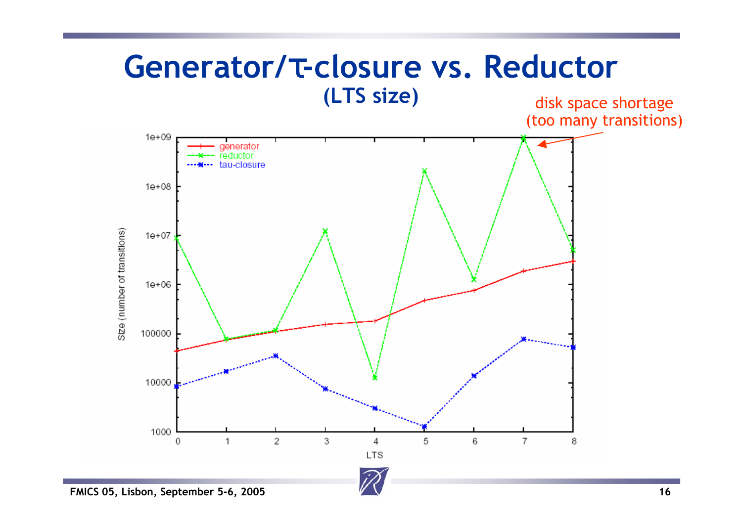# Generator/τ-closure vs. Reductor

## (LTS size)

disk space shortage (too many transitions)

Size (number of transitions)

- generator
- reductor
- tau-closure

1e+09, 1e+08, 1e+07, 1e+06, 100000, 10000, 1000

0 1 2 3 4 5 6 7 8

LTS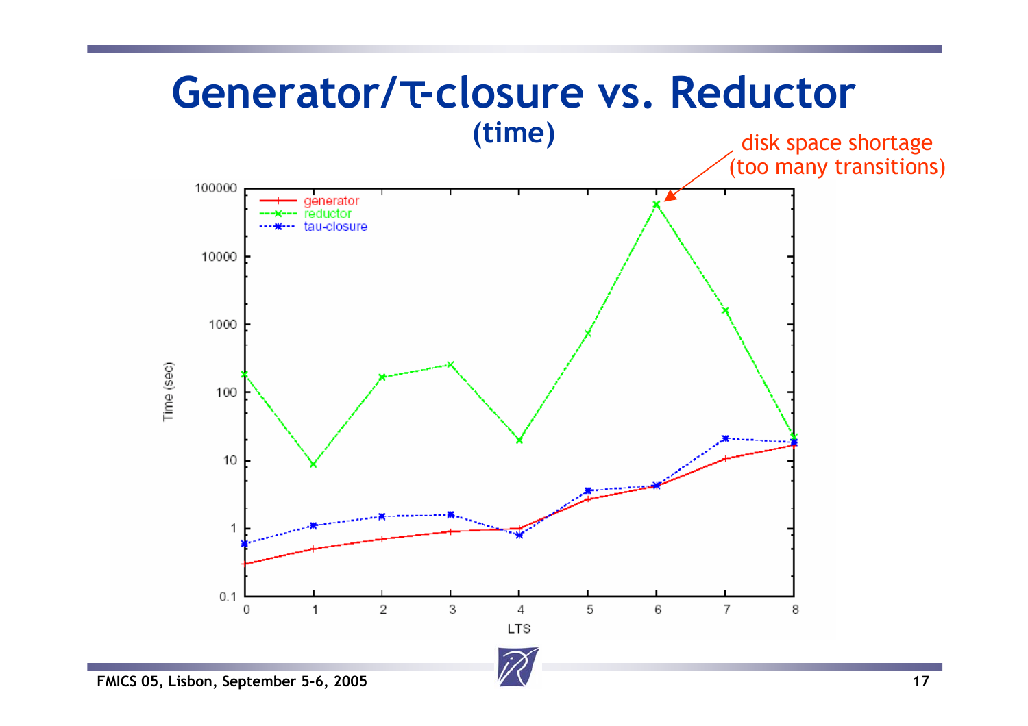# Generator/τ-closure vs. Reduction

## (time)

disk space shortage
(too many transitions)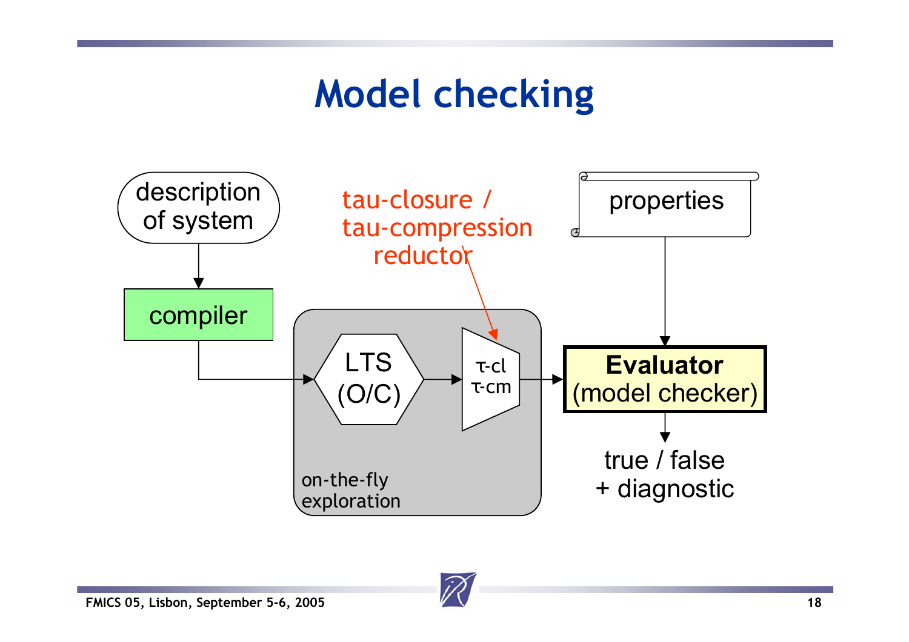# Model checking

description of system

compiler

LTS (O/C)

τ-cl
τ-cm

on-the-fly exploration

tau-closure / tau-compression reductor

properties

**Evaluator** (model checker)

true / false + diagnostic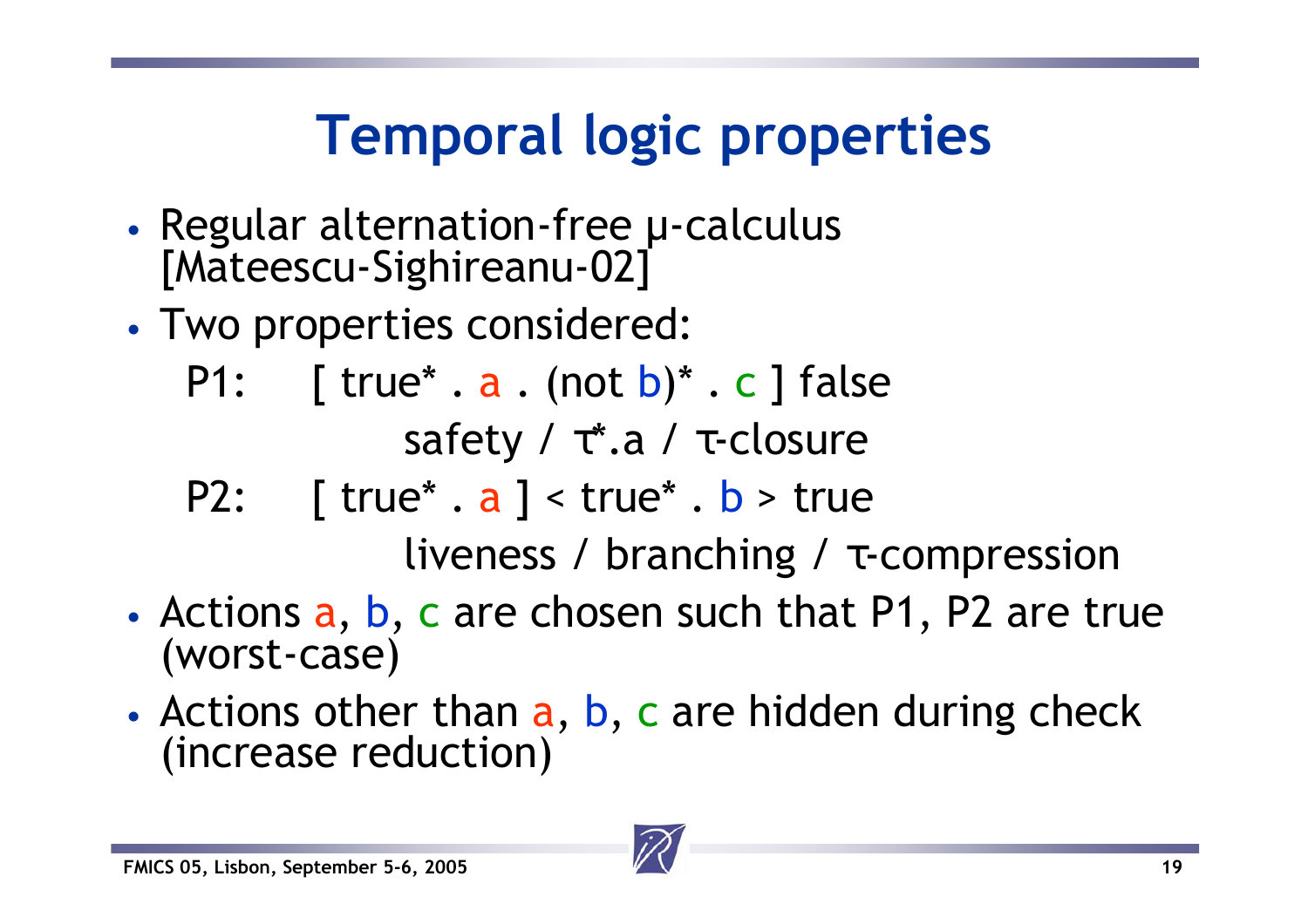# Temporal logic properties

- Regular alternation-free μ-calculus [Mateescu-Sighireanu-02]
- Two properties considered:

  P1: [ true* . a . (not b)* . c ] false

  safety / τ*.a / τ-closure

  P2: [ true* . a ] < true* . b > true

  liveness / branching / τ-compression

- Actions a, b, c are chosen such that P1, P2 are true (worst-case)
- Actions other than a, b, c are hidden during check (increase reduction)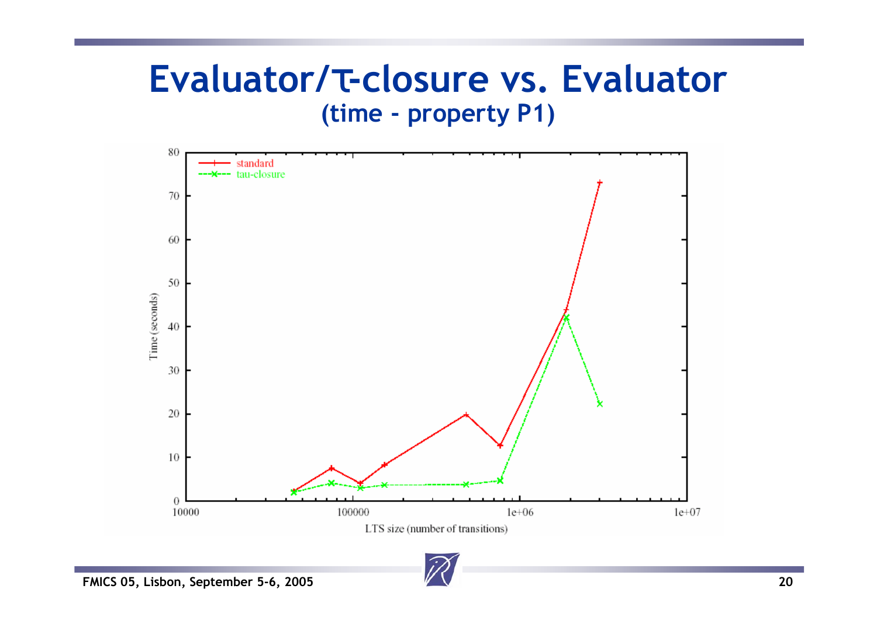# Evaluator/τ-closure vs. Evaluator

**(time - property P1)**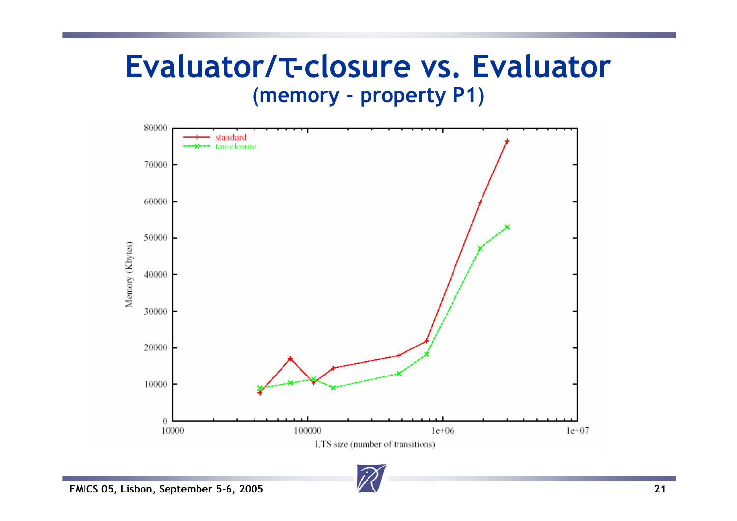# Evaluator/τ-closure vs. Evaluator

## (memory - property P1)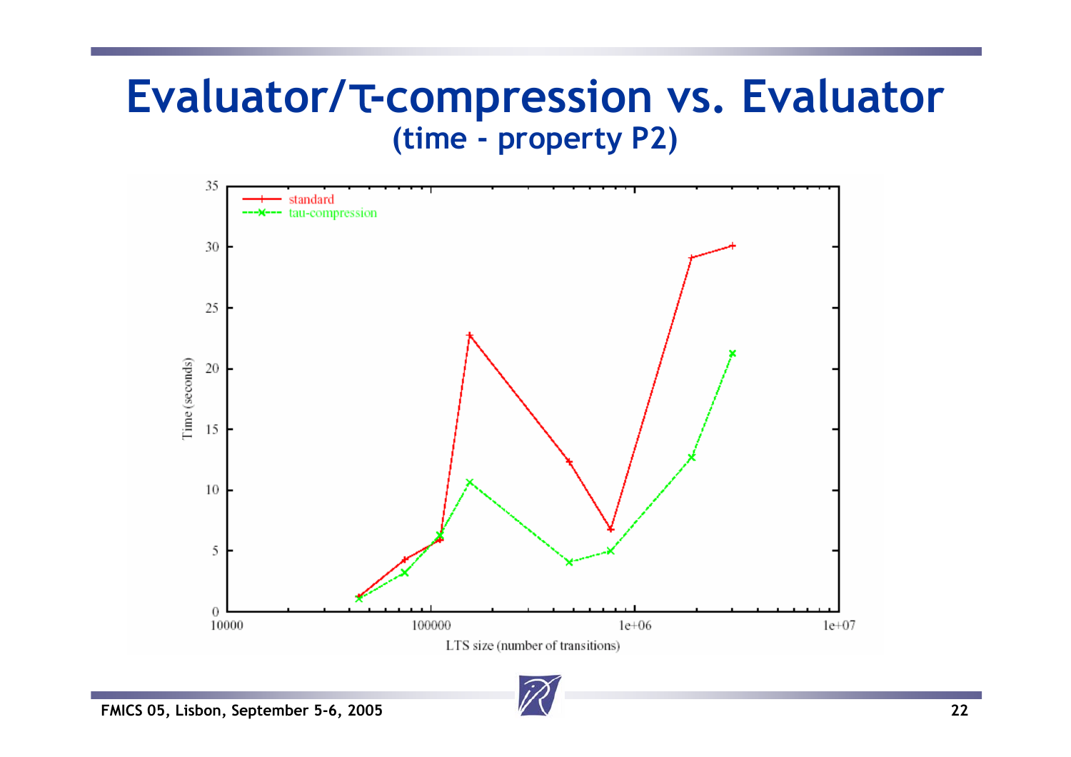# Evaluator/τ-compression vs. Evaluator

## (time - property P2)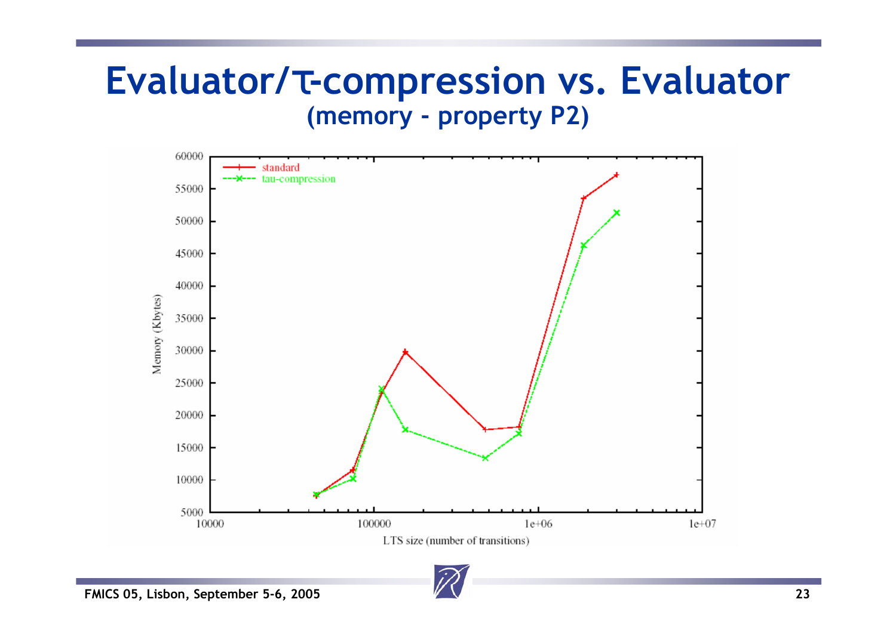# Evaluator/τ-compression vs. Evaluator

## (memory - property P2)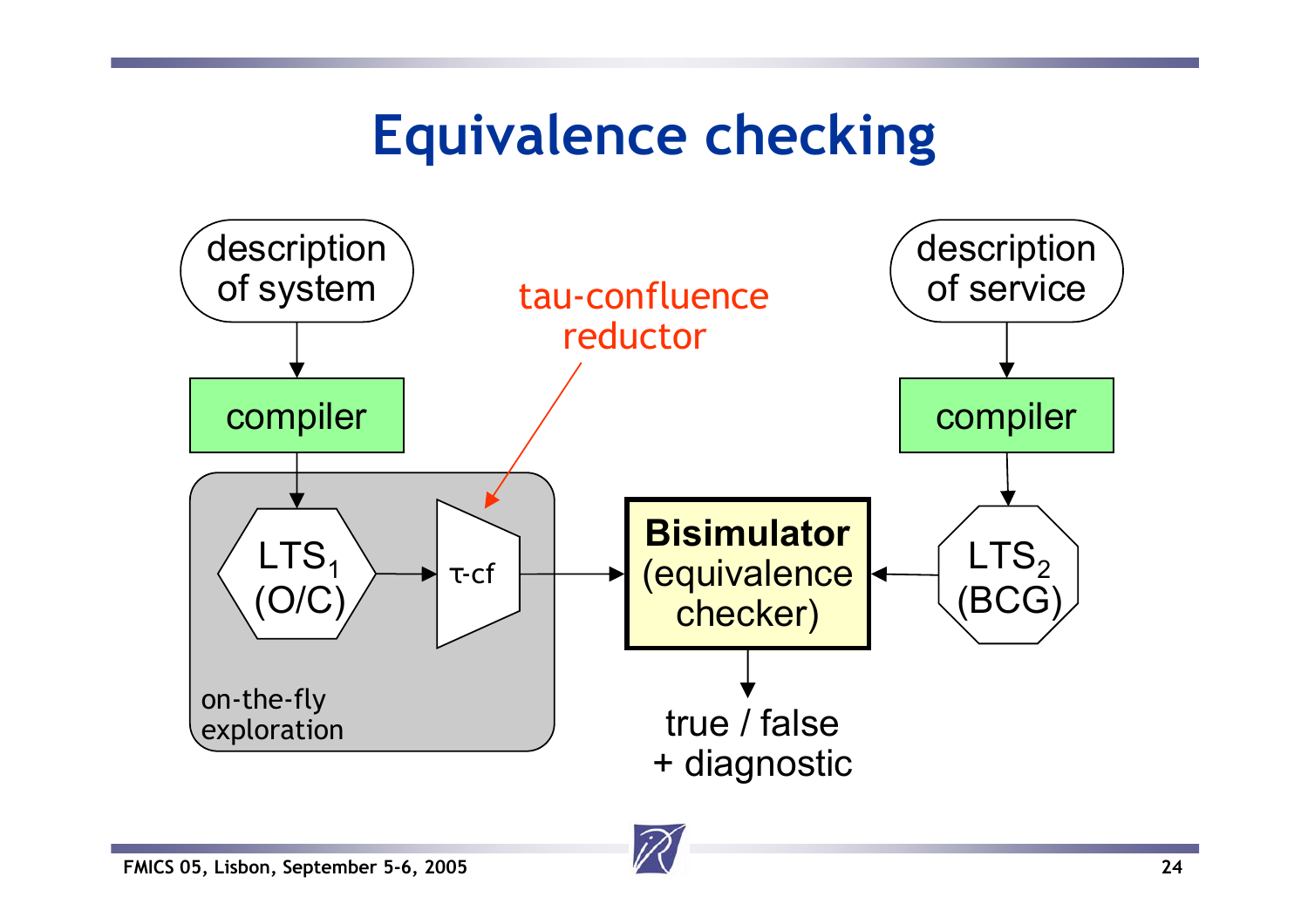# Equivalence checking

description of system

compiler

$LTS_1$ (O/C)

τ-cf

tau-confluence reductor

on-the-fly exploration

**Bisimulator** (equivalence checker)

true / false + diagnostic

description of service

compiler

$LTS_2$ (BCG)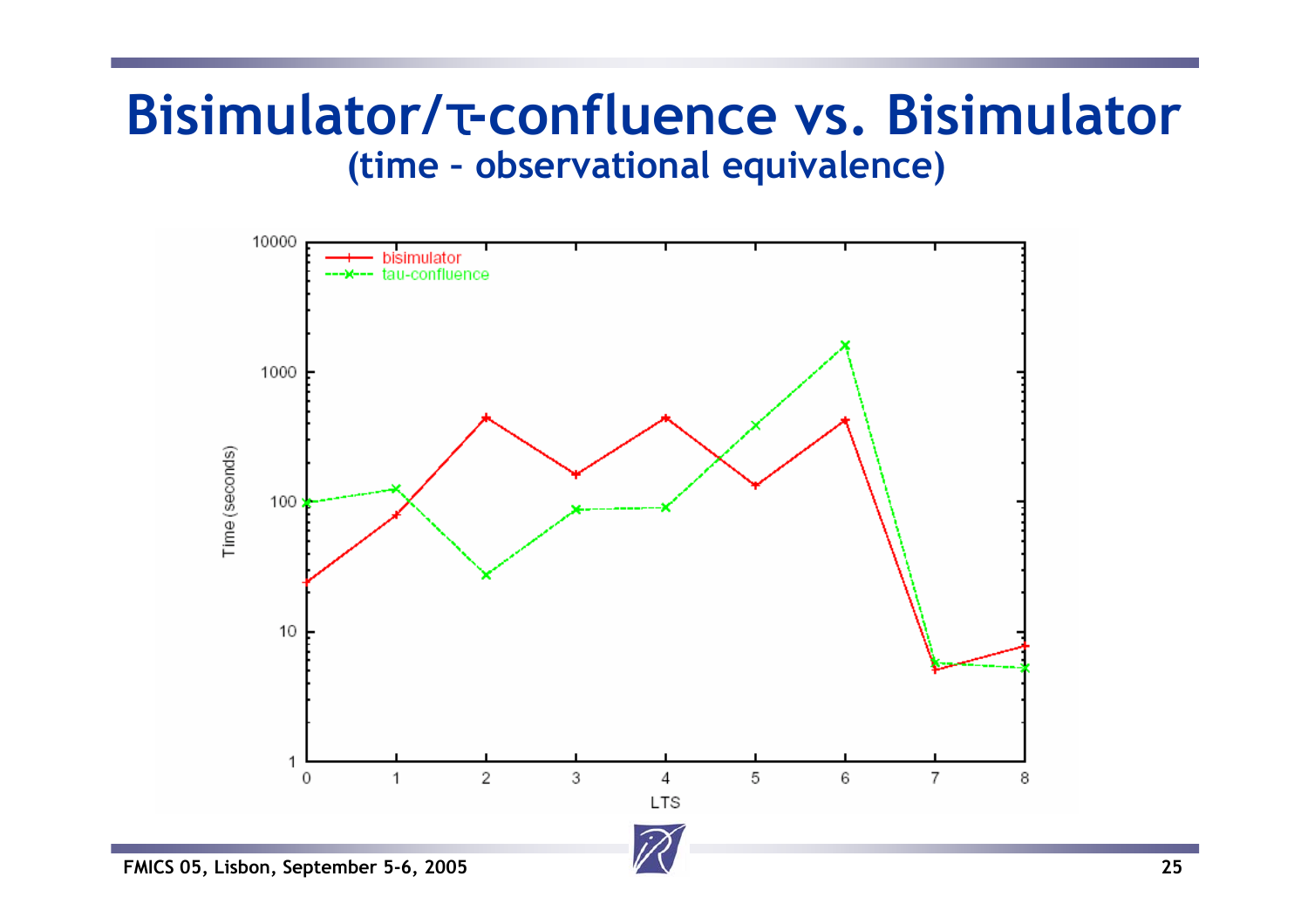# Bisimulator/τ-confluence vs. Bisimulator
### (time – observational equivalence)

Time (seconds)

10000

1000

100

10

1

0 1 2 3 4 5 6 7 8

LTS

bisimulator

tau-confluence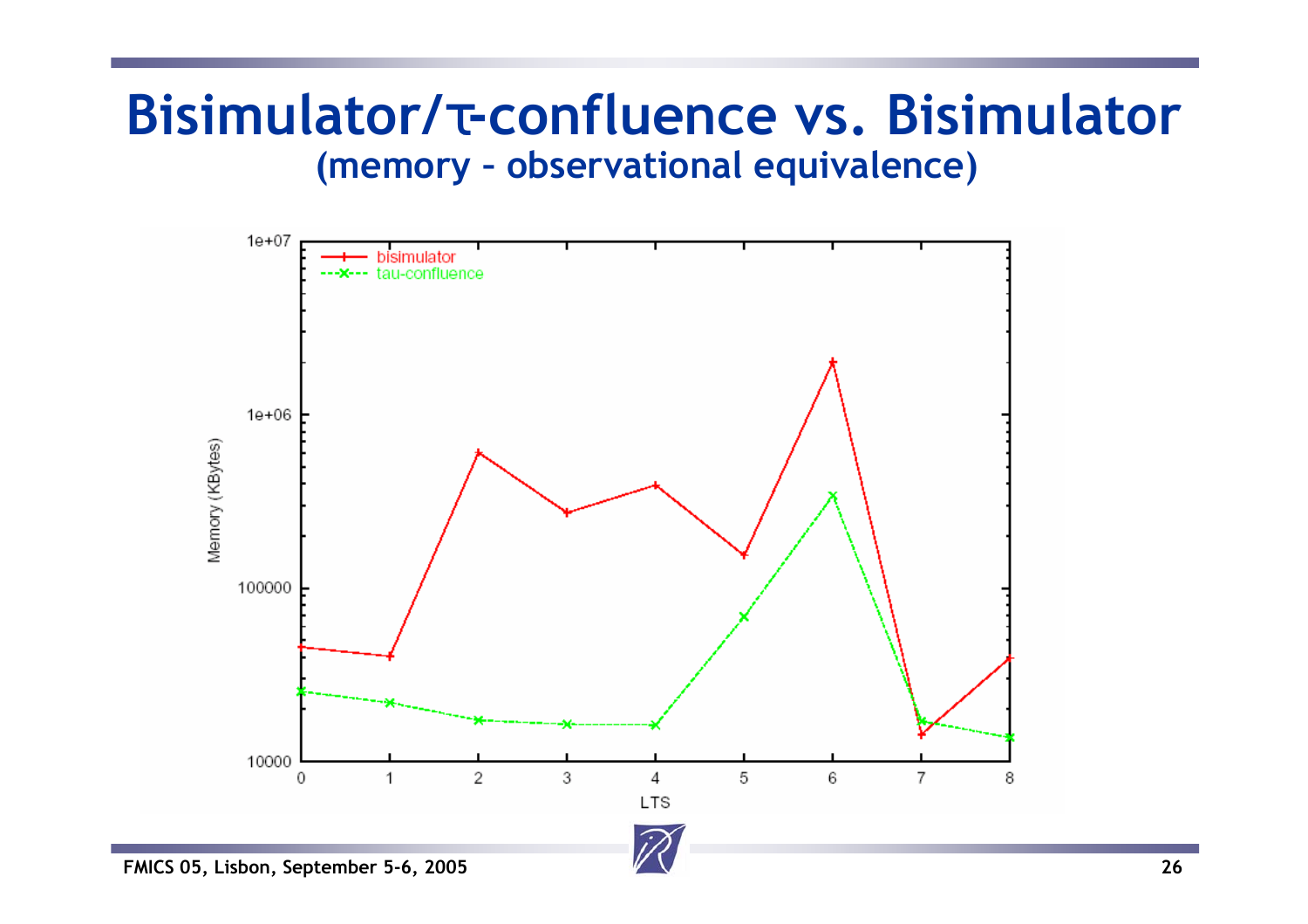# Bisimulator/τ-confluence vs. Bisimulator
## (memory – observational equivalence)

Memory (KBytes)

bisimulator

tau-confluence

LTS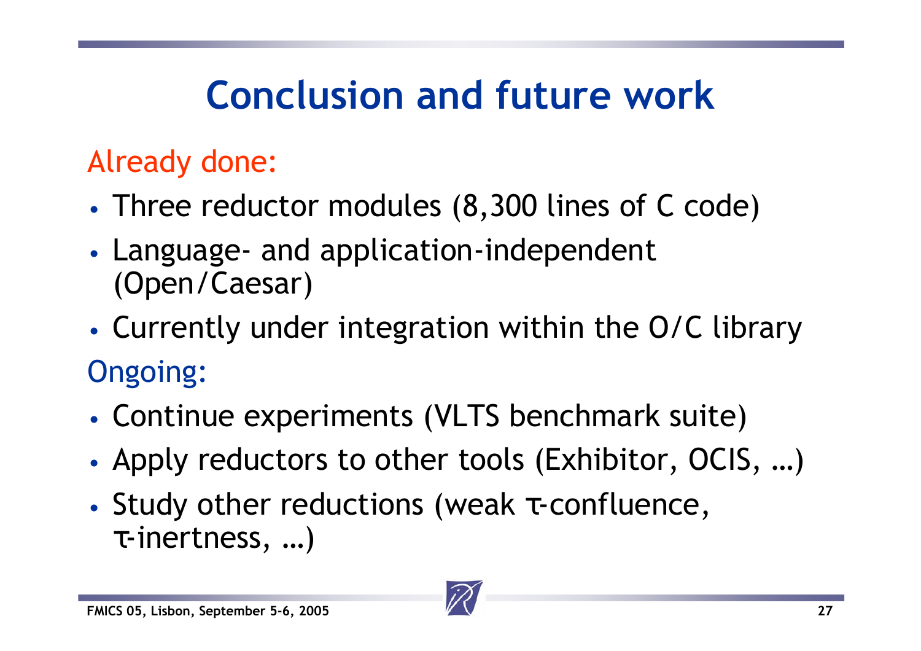# Conclusion and future work

Already done:

- Three reductor modules (8,300 lines of C code)
- Language- and application-independent (Open/Caesar)
- Currently under integration within the O/C library

Ongoing:

- Continue experiments (VLTS benchmark suite)
- Apply reductors to other tools (Exhibitor, OCIS, …)
- Study other reductions (weak τ-confluence, τ-inertness, …)